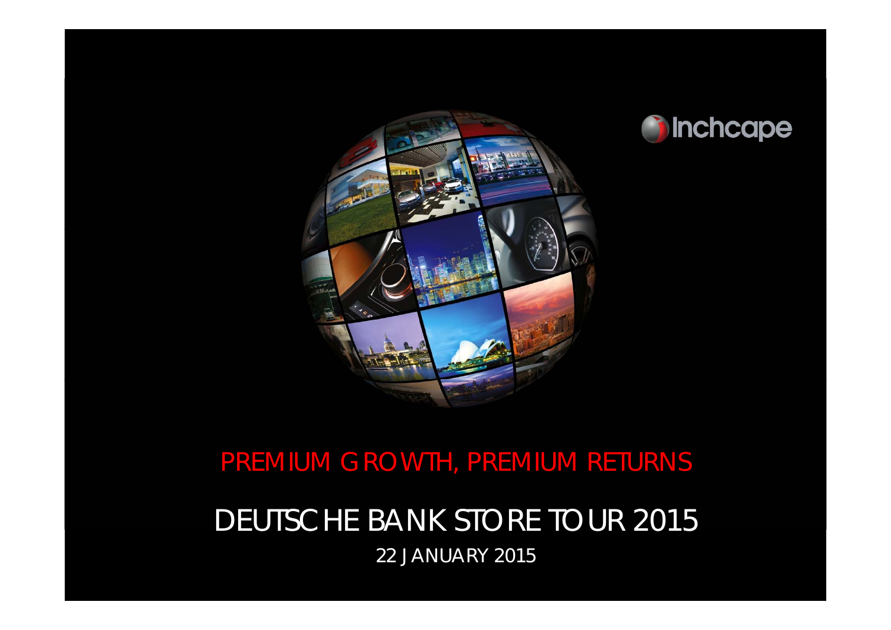Inchcape

# PREMIUM GROWTH, PREMIUM RETURNS

## DEUTSCHE BANK STORE TOUR 2015

22 JANUARY 2015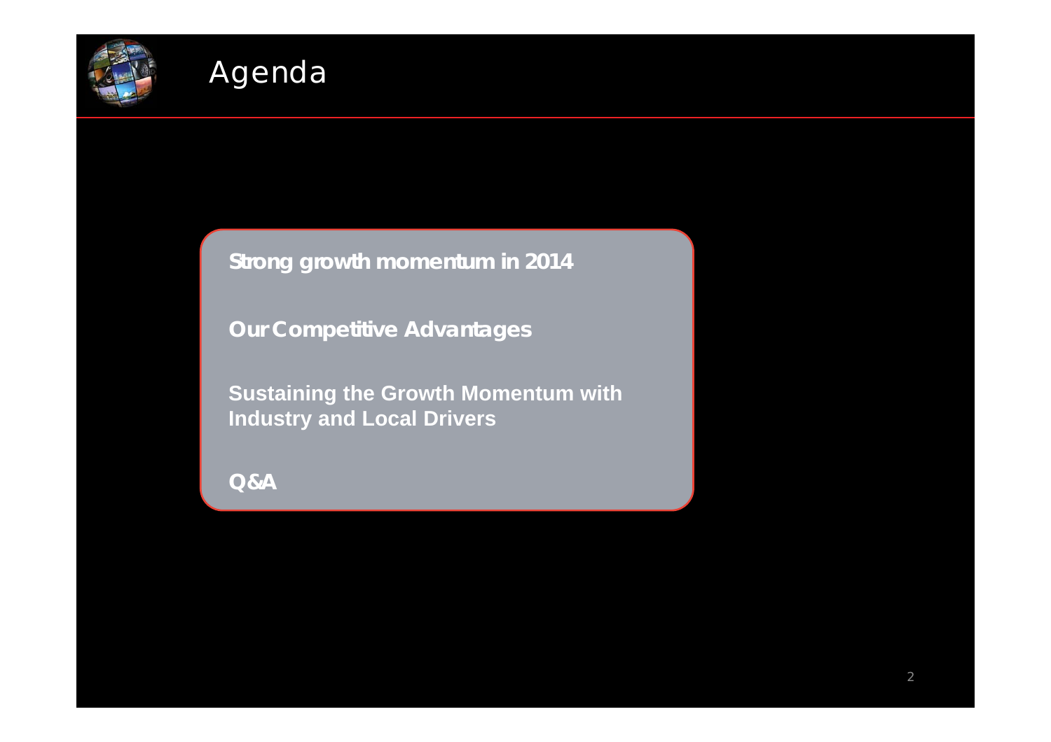# Agenda

**Strong growth momentum in 2014**

**Our Competitive Advantages**

**Sustaining the Growth Momentum with Industry and Local Drivers**

**Q&A**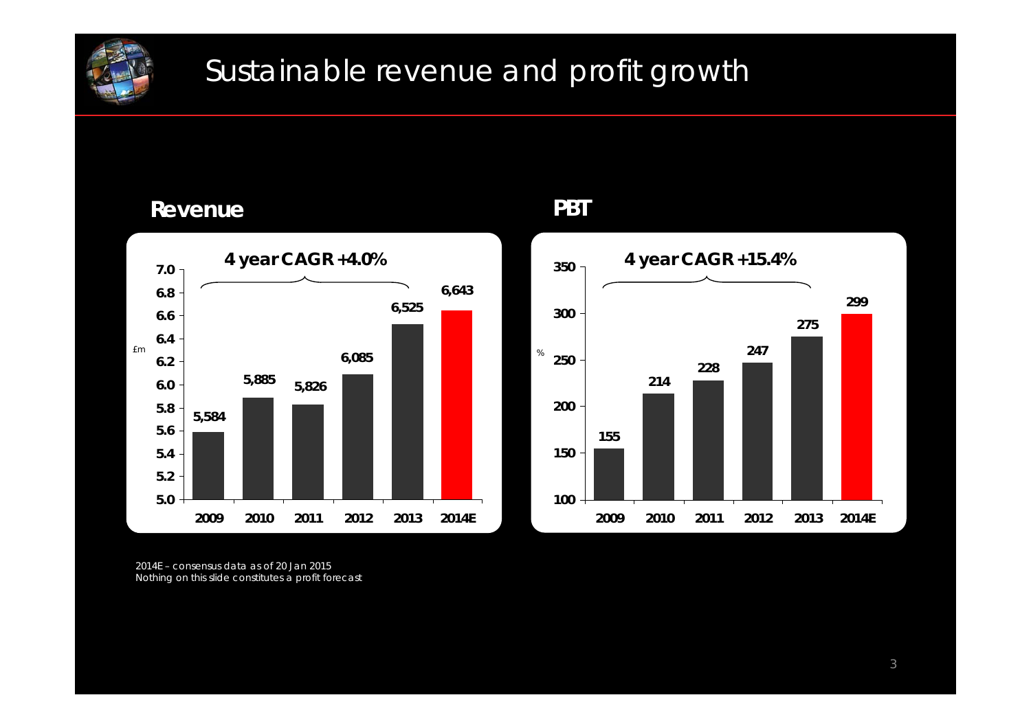# Sustainable revenue and profit growth

## Revenue

**4 year CAGR +4.0%**

| £m | 2009 | 2010 | 2011 | 2012 | 2013 | 2014E |
|---|---|---|---|---|---|---|
| Revenue | 5,584 | 5,885 | 5,826 | 6,085 | 6,525 | 6,643 |

## PBT

**4 year CAGR +15.4%**

| % | 2009 | 2010 | 2011 | 2012 | 2013 | 2014E |
|---|---|---|---|---|---|---|
| PBT | 155 | 214 | 228 | 247 | 275 | 299 |

2014E – consensus data as of 20 Jan 2015
Nothing on this slide constitutes a profit forecast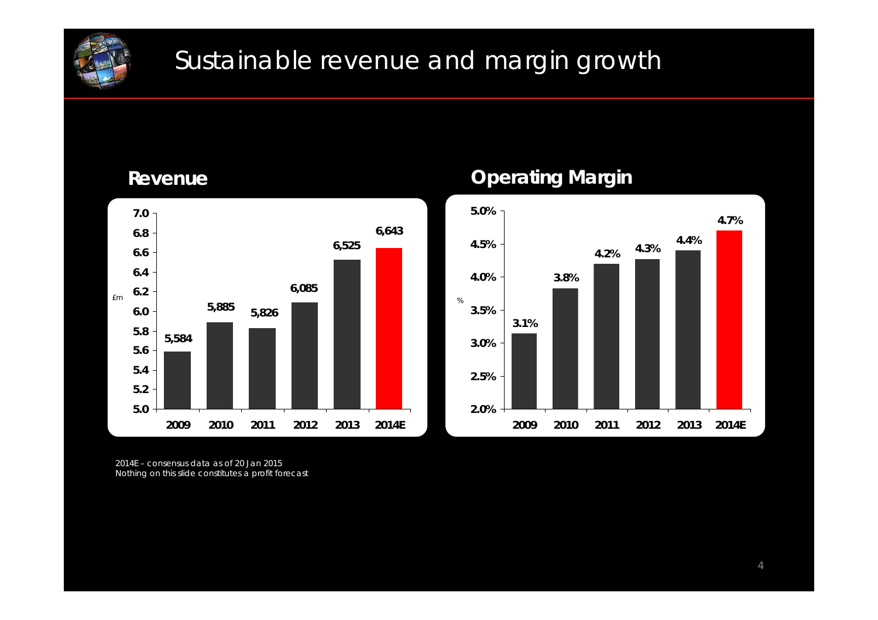# Sustainable revenue and margin growth

## Revenue

| £m | 2009 | 2010 | 2011 | 2012 | 2013 | 2014E |
|---|---|---|---|---|---|---|
| Revenue | 5,584 | 5,885 | 5,826 | 6,085 | 6,525 | 6,643 |

## Operating Margin

| % | 2009 | 2010 | 2011 | 2012 | 2013 | 2014E |
|---|---|---|---|---|---|---|
| Operating Margin | 3.1% | 3.8% | 4.2% | 4.3% | 4.4% | 4.7% |

*2014E – consensus data as of 20 Jan 2015*
*Nothing on this slide constitutes a profit forecast*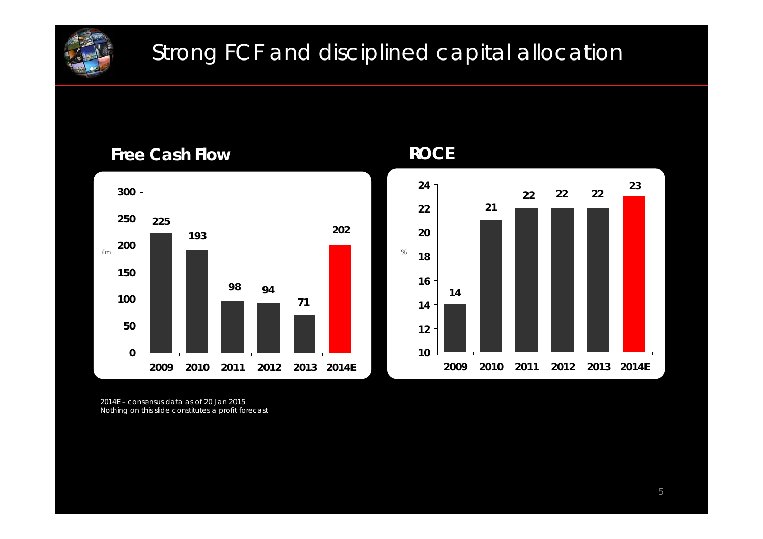# Strong FCF and disciplined capital allocation

## Free Cash Flow

| £m | 2009 | 2010 | 2011 | 2012 | 2013 | 2014E |
|---|---|---|---|---|---|---|
| Free Cash Flow | 225 | 193 | 98 | 94 | 71 | 202 |

## ROCE

| % | 2009 | 2010 | 2011 | 2012 | 2013 | 2014E |
|---|---|---|---|---|---|---|
| ROCE | 14 | 21 | 22 | 22 | 22 | 23 |

*2014E – consensus data as of 20 Jan 2015*
*Nothing on this slide constitutes a profit forecast*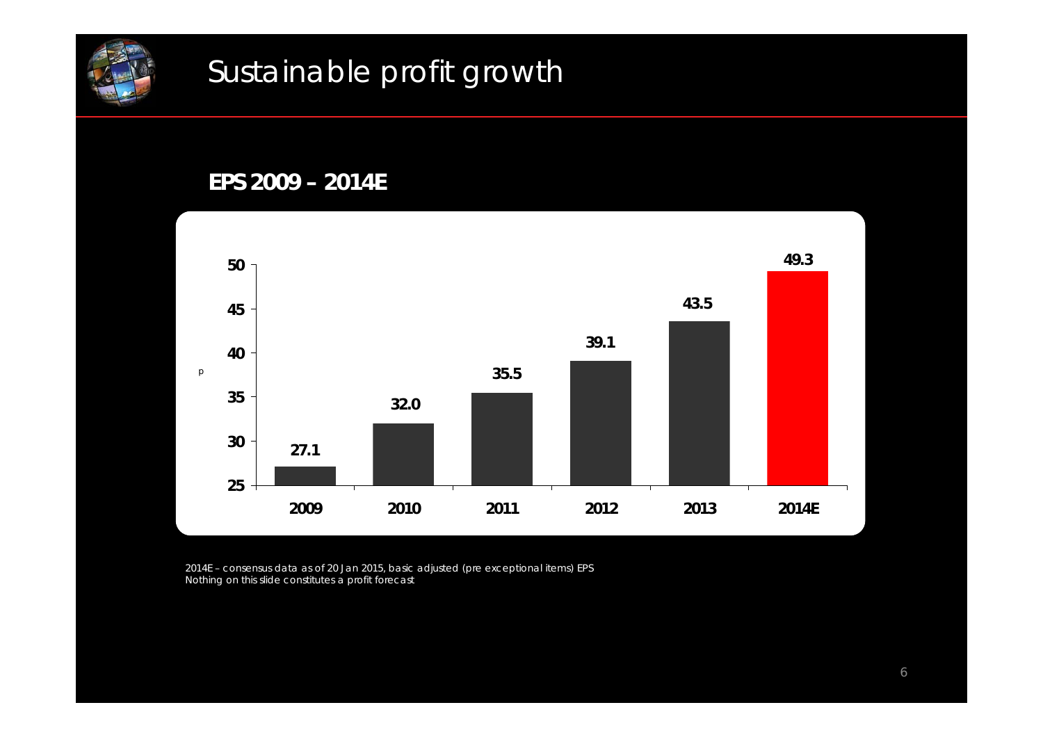# Sustainable profit growth

**EPS 2009 – 2014E**

| Year | EPS (p) |
| --- | --- |
| 2009 | 27.1 |
| 2010 | 32.0 |
| 2011 | 35.5 |
| 2012 | 39.1 |
| 2013 | 43.5 |
| 2014E | 49.3 |

2014E – consensus data as of 20 Jan 2015, basic adjusted (pre exceptional items) EPS
Nothing on this slide constitutes a profit forecast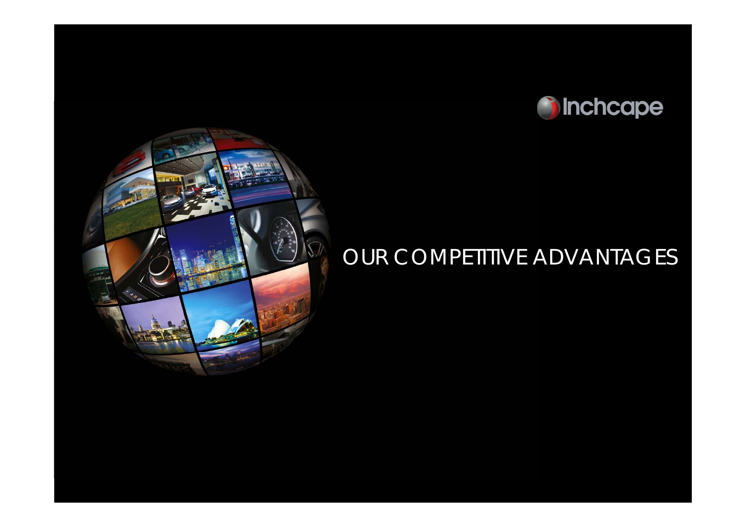Inchcape

# OUR COMPETITIVE ADVANTAGES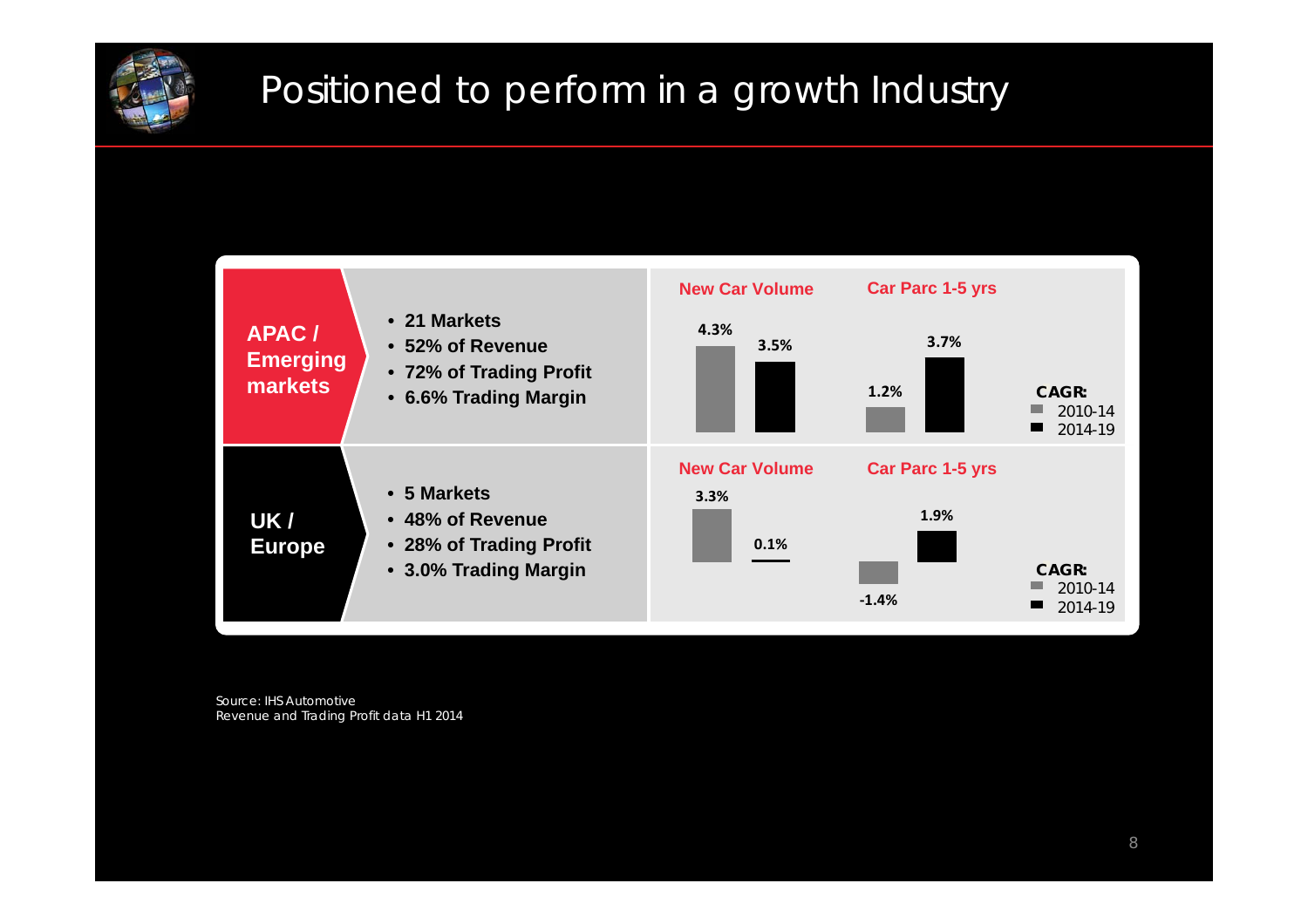# Positioned to perform in a growth Industry

**APAC / Emerging markets**

- **21 Markets**
- **52% of Revenue**
- **72% of Trading Profit**
- **6.6% Trading Margin**

**UK / Europe**

- **5 Markets**
- **48% of Revenue**
- **28% of Trading Profit**
- **3.0% Trading Margin**

**CAGR:**

| Region | Metric | 2010-14 | 2014-19 |
| --- | --- | --- | --- |
| APAC / Emerging markets | New Car Volume | 4.3% | 3.5% |
| APAC / Emerging markets | Car Parc 1-5 yrs | 1.2% | 3.7% |
| UK / Europe | New Car Volume | 3.3% | 0.1% |
| UK / Europe | Car Parc 1-5 yrs | -1.4% | 1.9% |

Source: IHS Automotive
Revenue and Trading Profit data H1 2014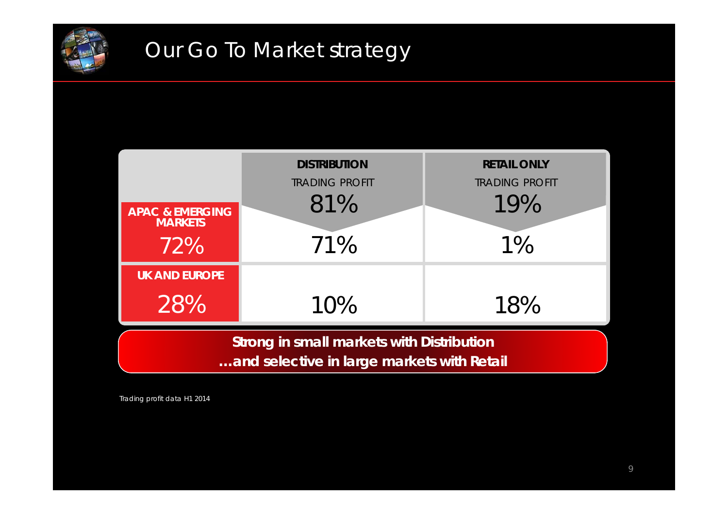# Our Go To Market strategy

| | DISTRIBUTION<br>TRADING PROFIT<br>81% | RETAIL ONLY<br>TRADING PROFIT<br>19% |
|---|---|---|
| APAC & EMERGING MARKETS<br>72% | 71% | 1% |
| UK AND EUROPE<br>28% | 10% | 18% |

**Strong in small markets with Distribution**
**…and selective in large markets with Retail**

Trading profit data H1 2014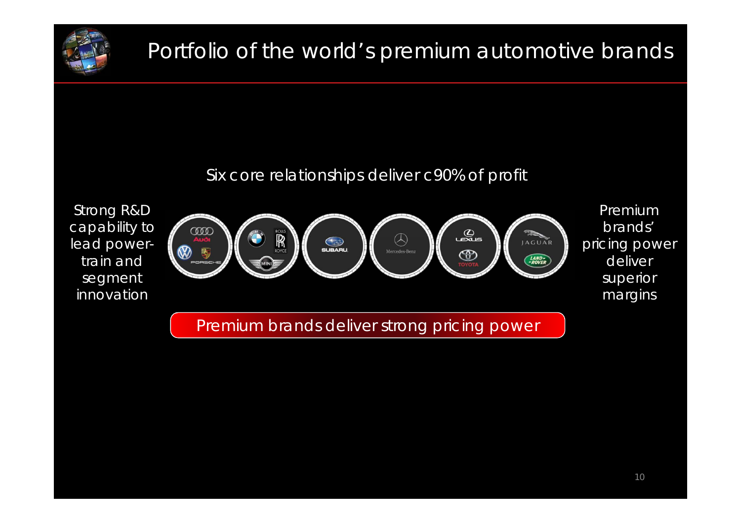# Portfolio of the world's premium automotive brands

Six core relationships deliver c90% of profit

Strong R&D capability to lead power-train and segment innovation

Audi, Volkswagen, Porsche | BMW, Rolls Royce, MINI | Subaru | Mercedes-Benz | Lexus, Toyota | Jaguar, Land Rover

Premium brands' pricing power deliver superior margins

Premium brands deliver strong pricing power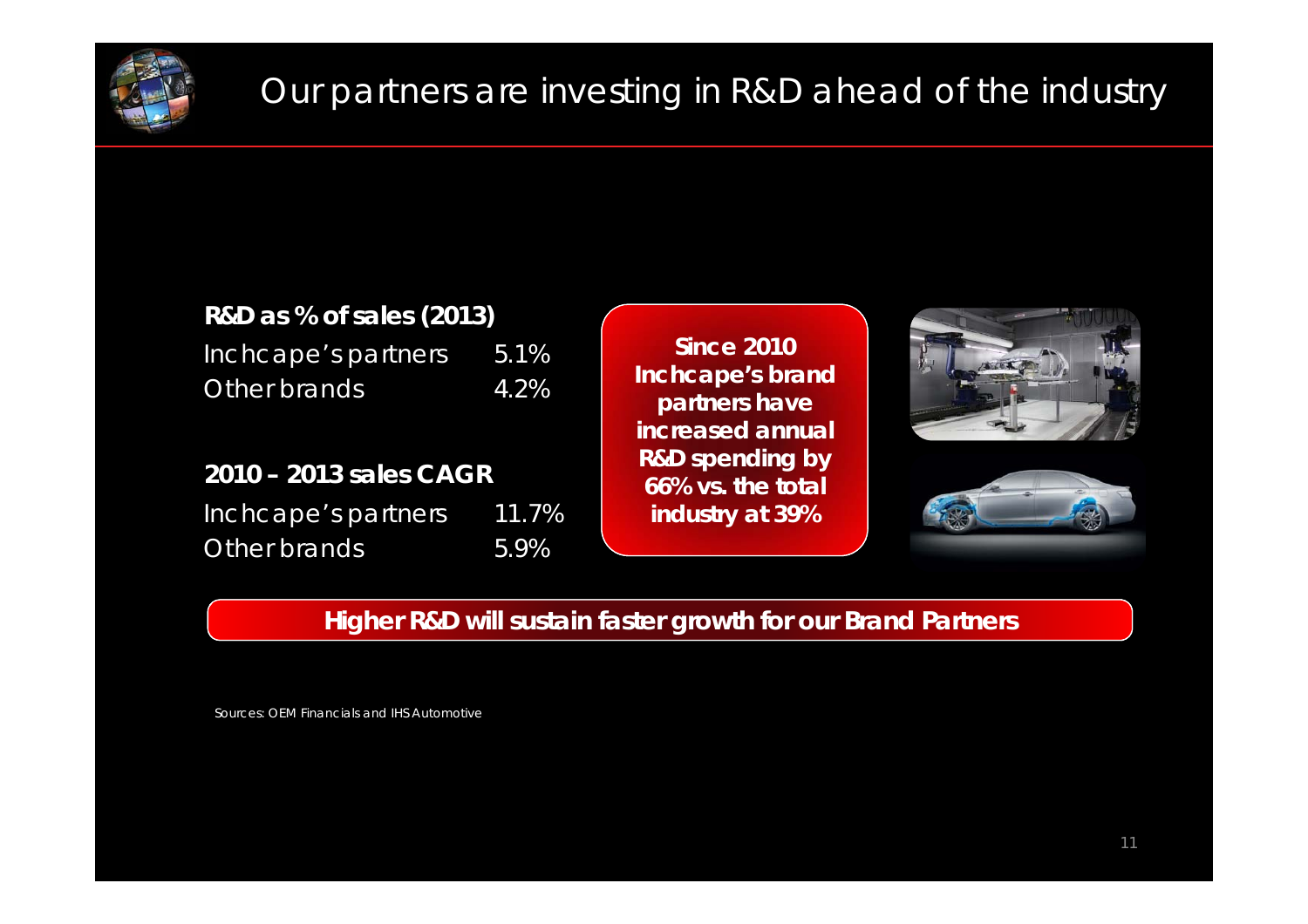# Our partners are investing in R&D ahead of the industry

**R&D as % of sales (2013)**

| | |
|---|---|
| Inchcape's partners | 5.1% |
| Other brands | 4.2% |

**2010 – 2013 sales CAGR**

| | |
|---|---|
| Inchcape's partners | 11.7% |
| Other brands | 5.9% |

**Since 2010 Inchcape's brand partners have increased annual R&D spending by 66% vs. the total industry at 39%**

**Higher R&D will sustain faster growth for our Brand Partners**

Sources: OEM Financials and IHS Automotive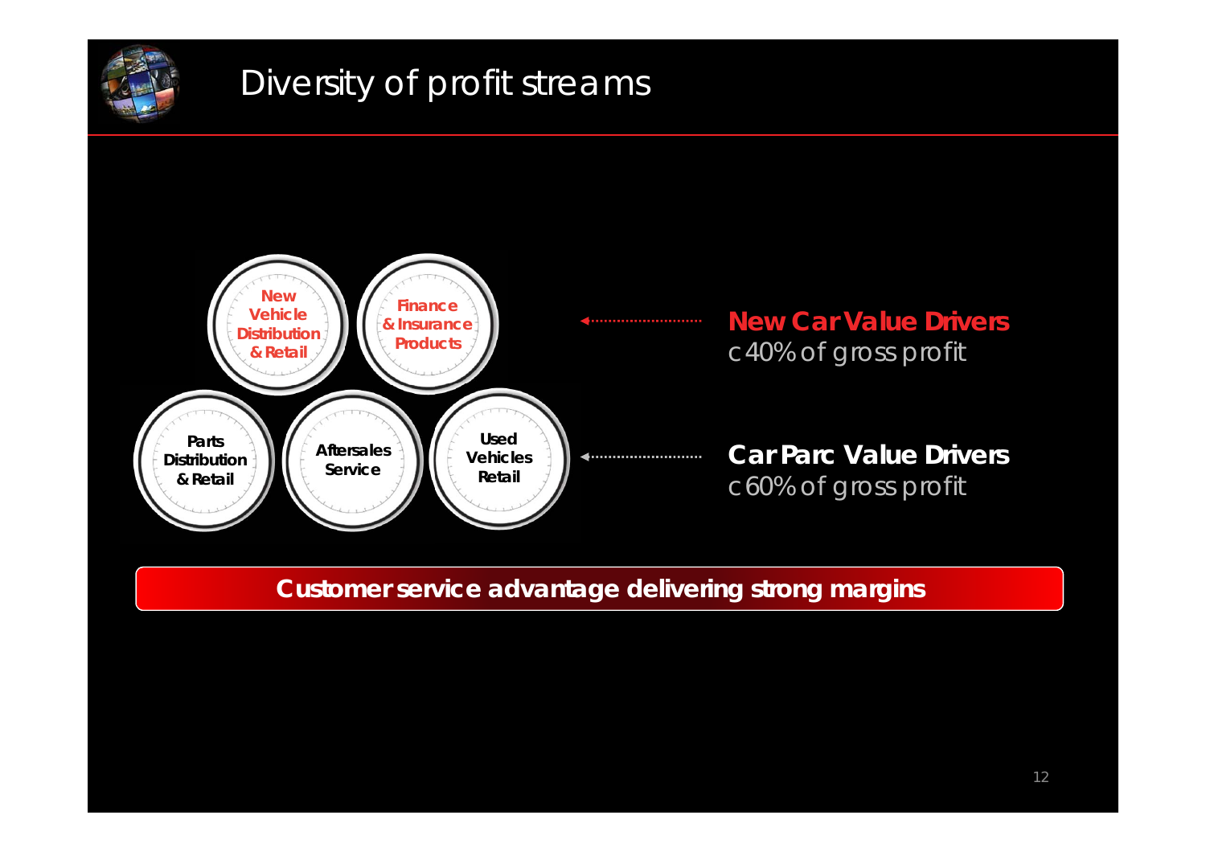# Diversity of profit streams

- New Vehicle Distribution & Retail
- Finance & Insurance Products

**New Car Value Drivers**
c40% of gross profit

- Parts Distribution & Retail
- Aftersales Service
- Used Vehicles Retail

**Car Parc Value Drivers**
c60% of gross profit

**Customer service advantage delivering strong margins**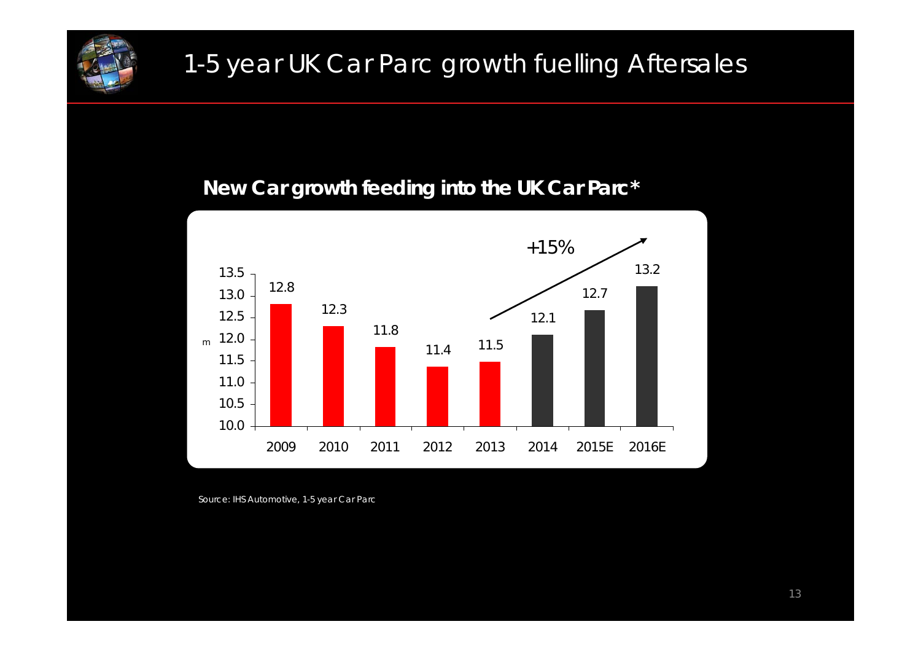# 1-5 year UK Car Parc growth fuelling Aftersales

## New Car growth feeding into the UK Car Parc*

| Year | m |
| --- | --- |
| 2009 | 12.8 |
| 2010 | 12.3 |
| 2011 | 11.8 |
| 2012 | 11.4 |
| 2013 | 11.5 |
| 2014 | 12.1 |
| 2015E | 12.7 |
| 2016E | 13.2 |

+15%

Source: IHS Automotive, 1-5 year Car Parc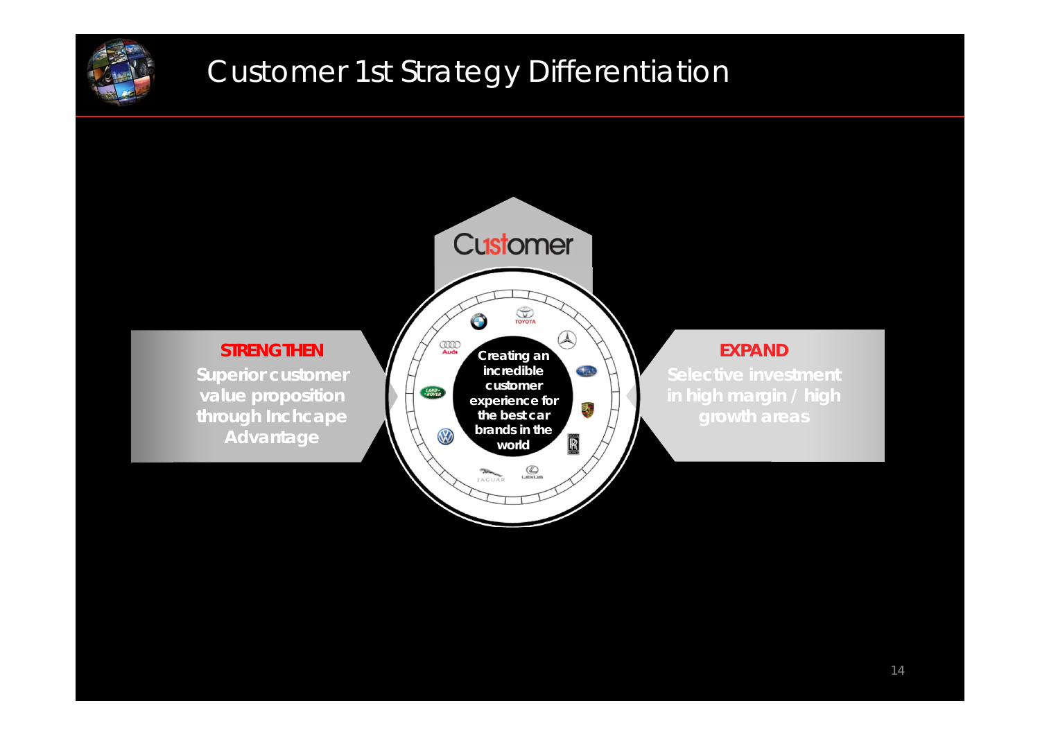# Customer 1st Strategy Differentiation

Customer

**STRENGTHEN**

**Superior customer value proposition through Inchcape Advantage**

**Creating an incredible customer experience for the best car brands in the world**

**EXPAND**

**Selective investment in high margin / high growth areas**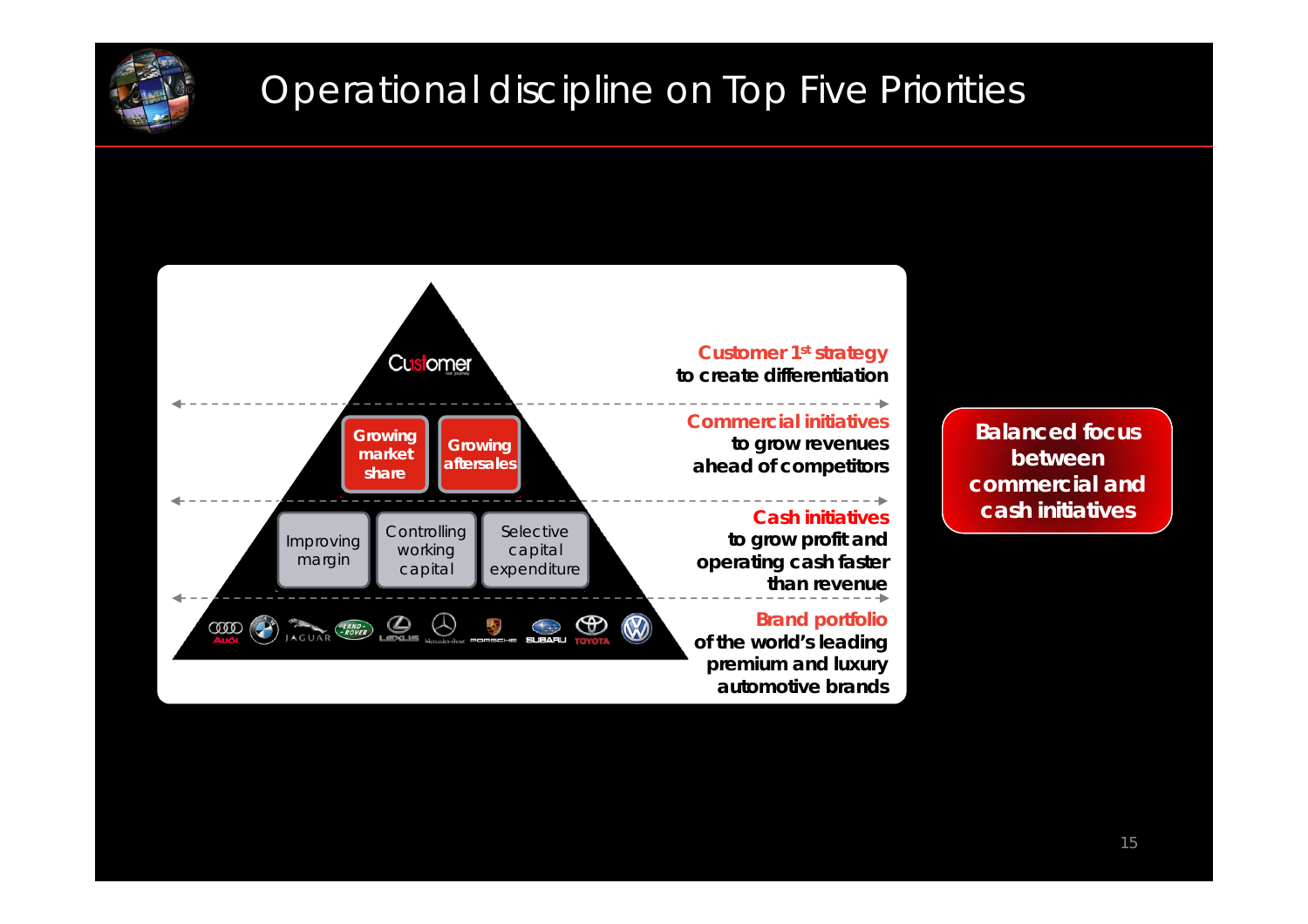# Operational discipline on Top Five Priorities

Customer

Growing market share | Growing aftersales

Improving margin | Controlling working capital | Selective capital expenditure

Audi, BMW, Jaguar, Land Rover, Lexus, Mercedes-Benz, Porsche, Subaru, Toyota, Volkswagen

**Customer 1st strategy** to create differentiation

**Commercial initiatives** to grow revenues ahead of competitors

**Cash initiatives** to grow profit and operating cash faster than revenue

**Brand portfolio** of the world's leading premium and luxury automotive brands

**Balanced focus between commercial and cash initiatives**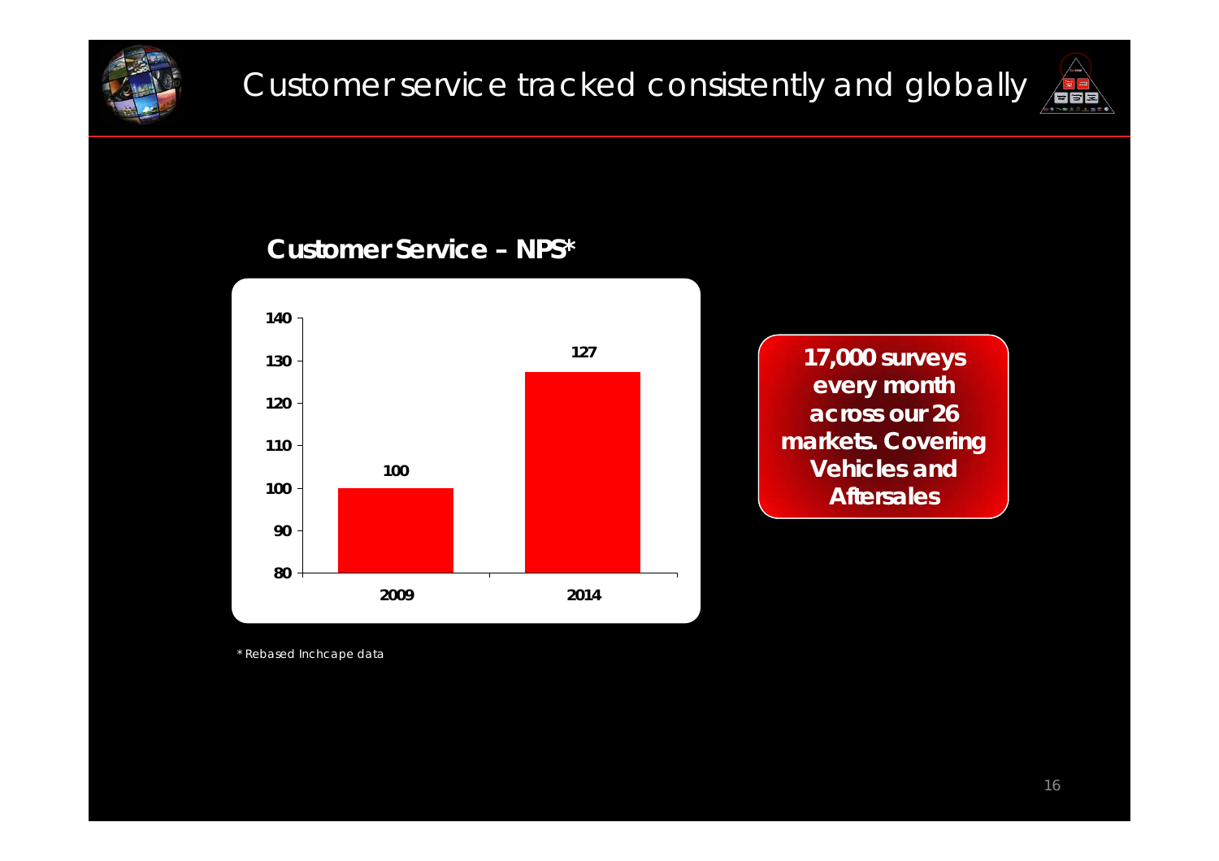# Customer service tracked consistently and globally

## Customer Service – NPS*

| Year | NPS |
| --- | --- |
| 2009 | 100 |
| 2014 | 127 |

**17,000 surveys every month across our 26 markets. Covering Vehicles and Aftersales**

\* Rebased Inchcape data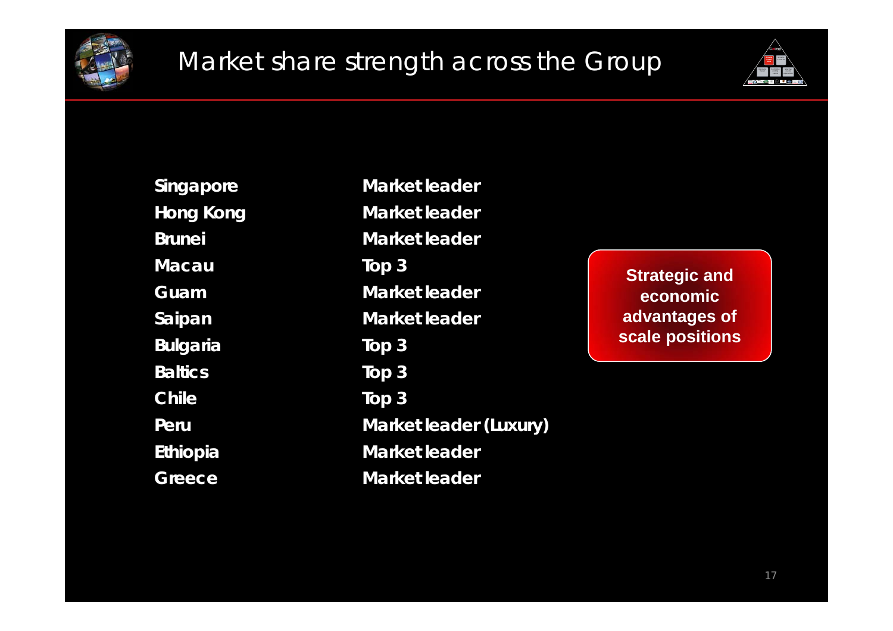# Market share strength across the Group

| | |
|---|---|
| Singapore | Market leader |
| Hong Kong | Market leader |
| Brunei | Market leader |
| Macau | Top 3 |
| Guam | Market leader |
| Saipan | Market leader |
| Bulgaria | Top 3 |
| Baltics | Top 3 |
| Chile | Top 3 |
| Peru | Market leader (Luxury) |
| Ethiopia | Market leader |
| Greece | Market leader |

**Strategic and economic advantages of scale positions**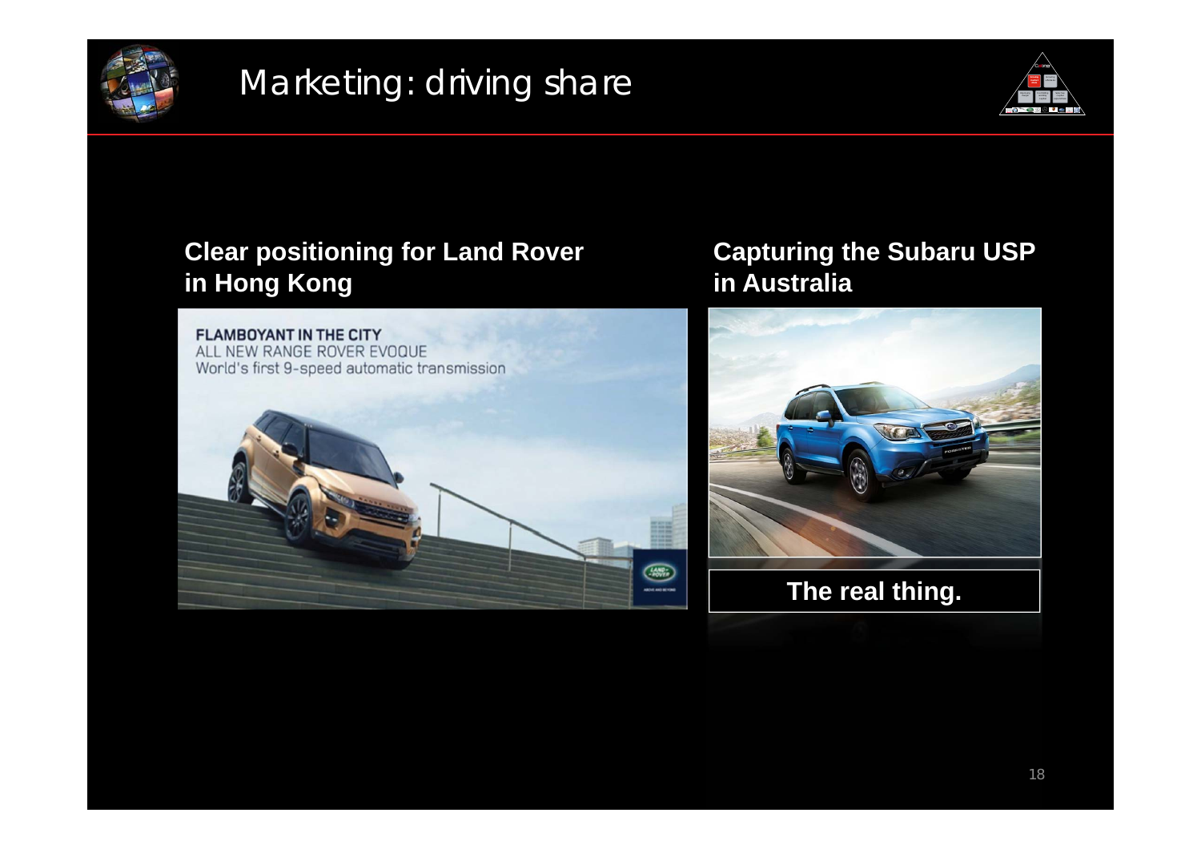# Marketing: driving share

## Clear positioning for Land Rover in Hong Kong

FLAMBOYANT IN THE CITY
ALL NEW RANGE ROVER EVOQUE
World's first 9-speed automatic transmission

## Capturing the Subaru USP in Australia

**The real thing.**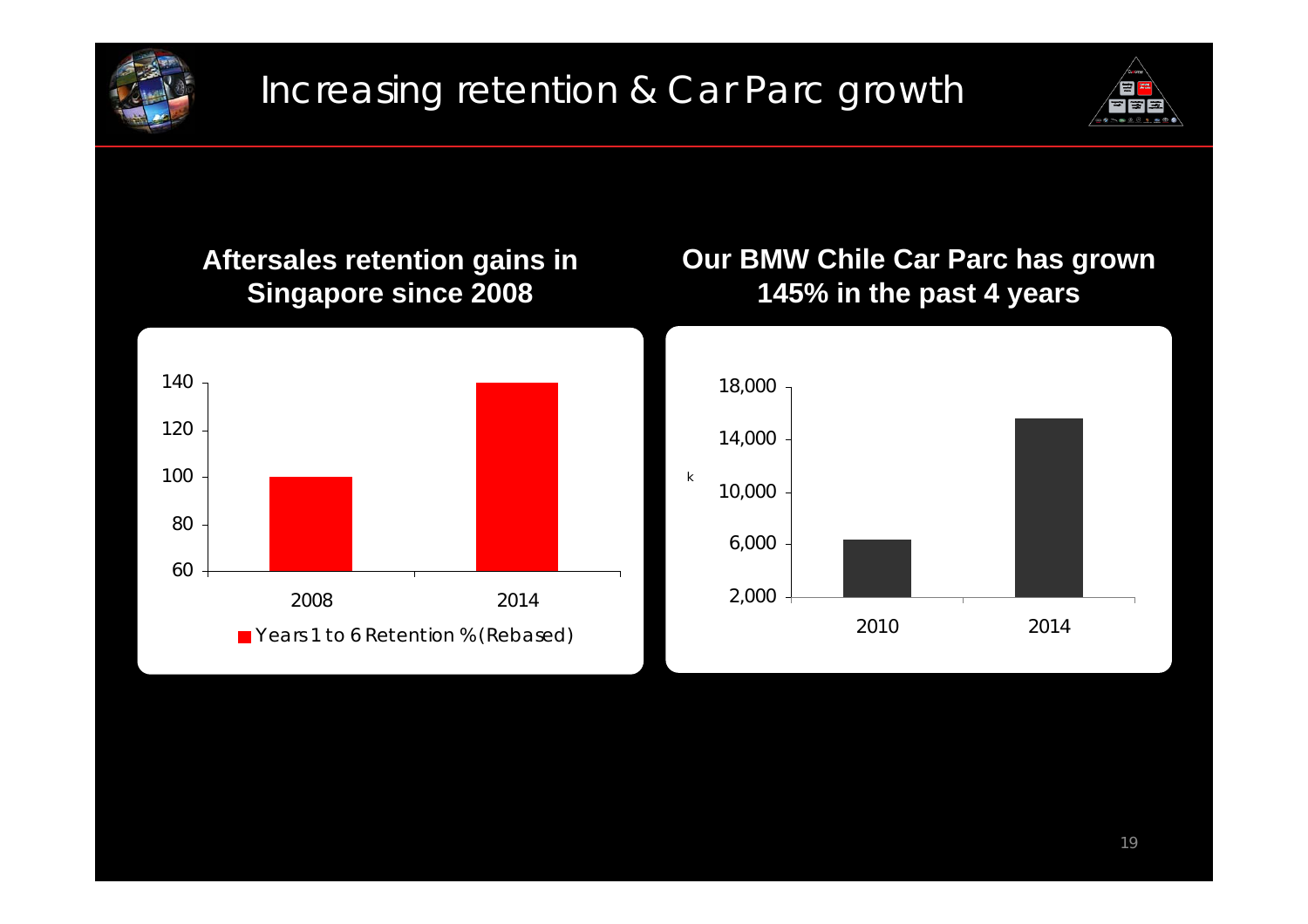# Increasing retention & Car Parc growth

## Aftersales retention gains in Singapore since 2008

| | Years 1 to 6 Retention % (Rebased) |
|---|---|
| 2008 | 100 |
| 2014 | 140 |

## Our BMW Chile Car Parc has grown 145% in the past 4 years

k

| Year | Car Parc |
|---|---|
| 2010 | ~6,400 |
| 2014 | ~15,700 |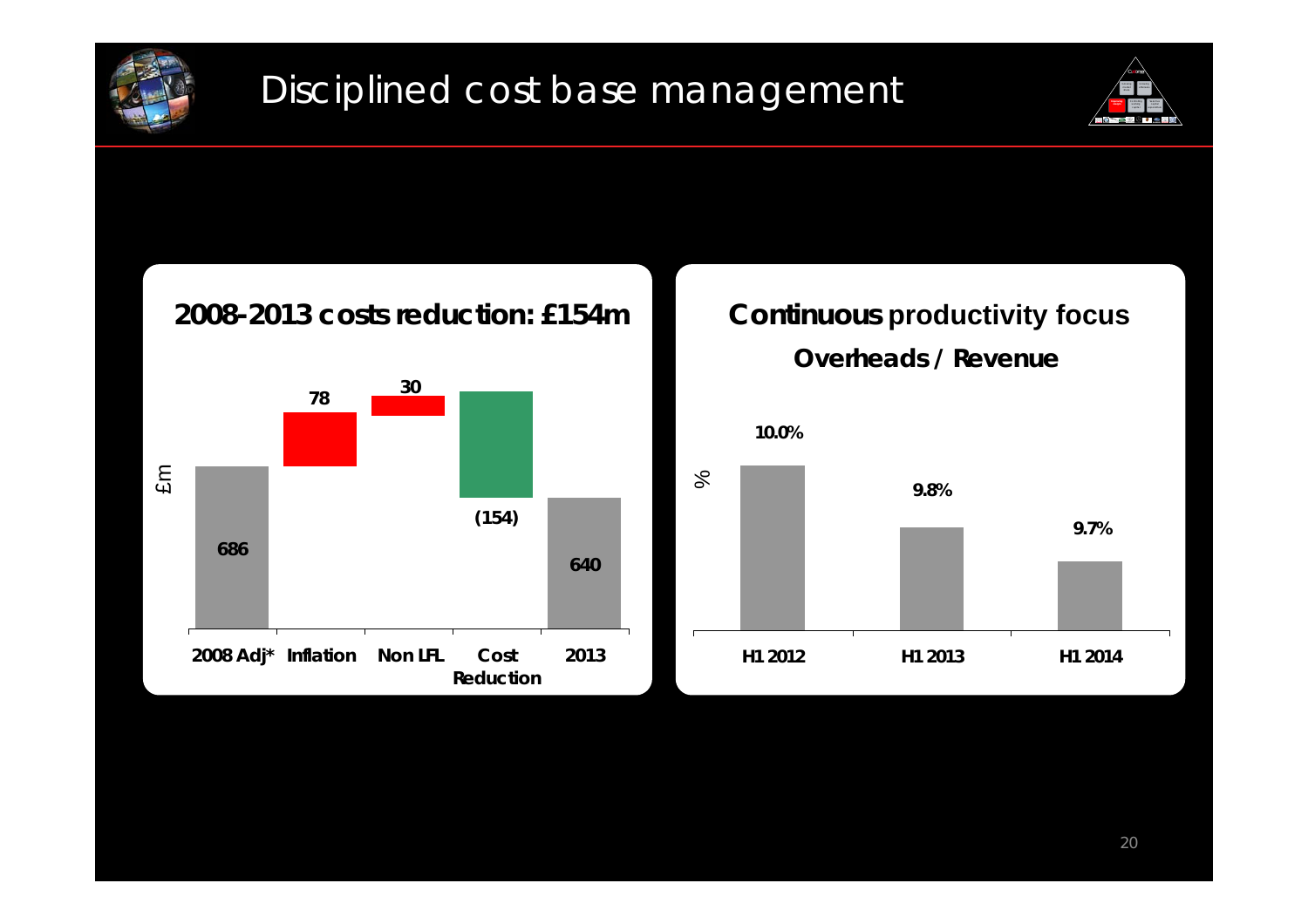# Disciplined cost base management

## 2008-2013 costs reduction: £154m

| £m | 2008 Adj* | Inflation | Non LFL | Cost Reduction | 2013 |
|---|---|---|---|---|---|
| | 686 | 78 | 30 | (154) | 640 |

## Continuous productivity focus

### Overheads / Revenue

| % | H1 2012 | H1 2013 | H1 2014 |
|---|---|---|---|
| | 10.0% | 9.8% | 9.7% |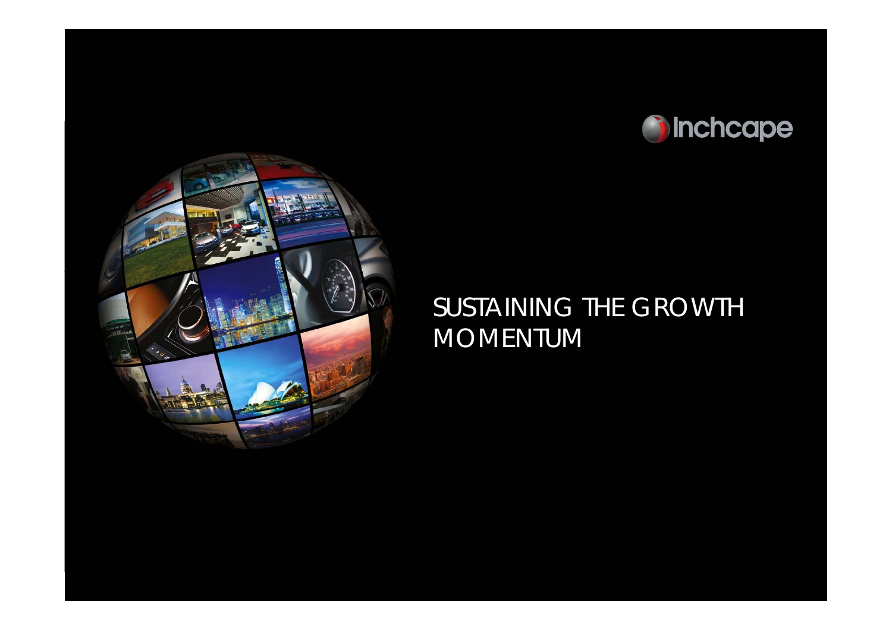Inchcape

# SUSTAINING THE GROWTH MOMENTUM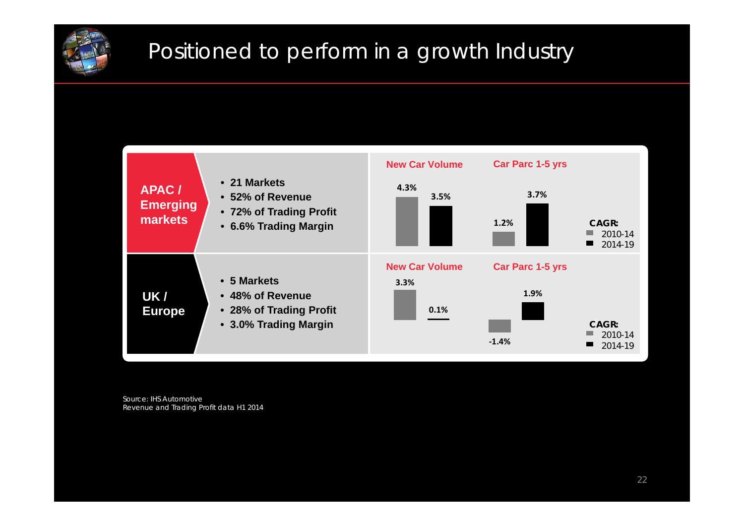# Positioned to perform in a growth Industry

## APAC / Emerging markets

- 21 Markets
- 52% of Revenue
- 72% of Trading Profit
- 6.6% Trading Margin

| CAGR | New Car Volume | Car Parc 1-5 yrs |
|---|---|---|
| 2010-14 | 4.3% | 1.2% |
| 2014-19 | 3.5% | 3.7% |

## UK / Europe

- 5 Markets
- 48% of Revenue
- 28% of Trading Profit
- 3.0% Trading Margin

| CAGR | New Car Volume | Car Parc 1-5 yrs |
|---|---|---|
| 2010-14 | 3.3% | -1.4% |
| 2014-19 | 0.1% | 1.9% |

Source: IHS Automotive
Revenue and Trading Profit data H1 2014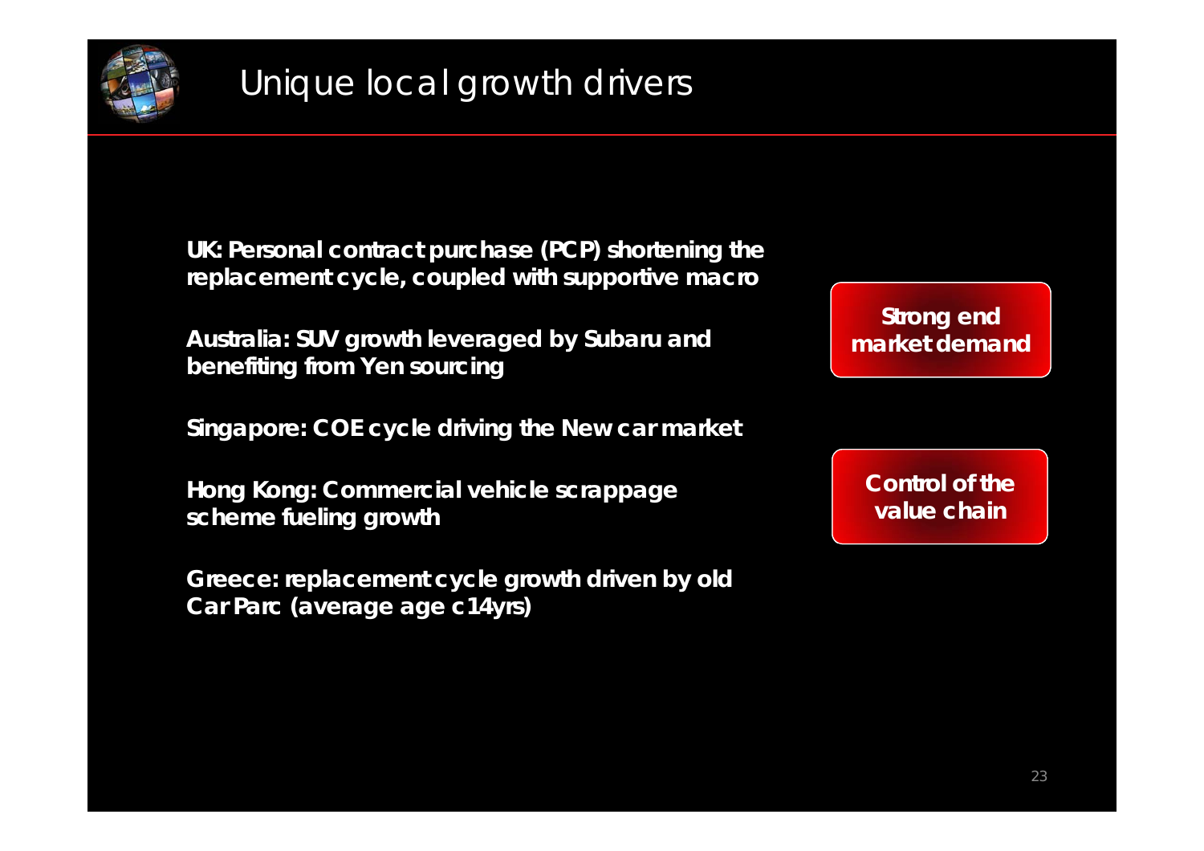# Unique local growth drivers

**UK: Personal contract purchase (PCP) shortening the replacement cycle, coupled with supportive macro**

**Australia: SUV growth leveraged by Subaru and benefiting from Yen sourcing**

**Singapore: COE cycle driving the New car market**

**Hong Kong: Commercial vehicle scrappage scheme fueling growth**

**Greece: replacement cycle growth driven by old Car Parc (average age c14yrs)**

**Strong end market demand**

**Control of the value chain**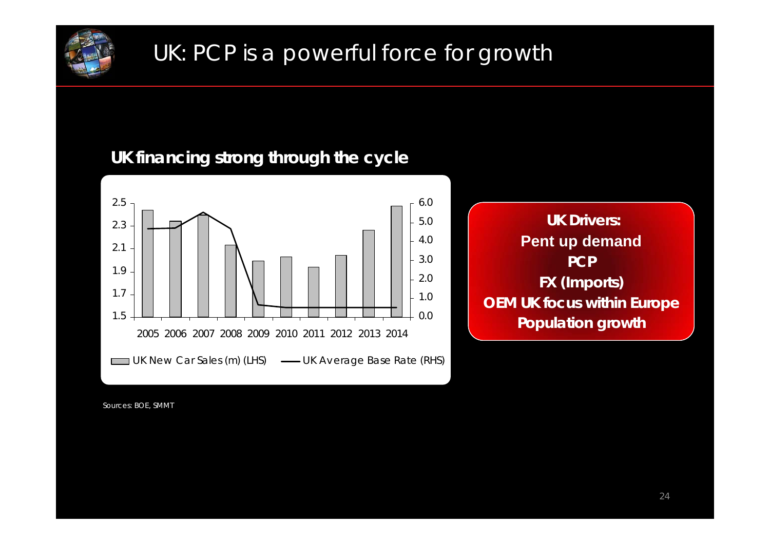# UK: PCP is a powerful force for growth

## UK financing strong through the cycle

2.5 / 2.3 / 2.1 / 1.9 / 1.7 / 1.5

6.0 / 5.0 / 4.0 / 3.0 / 2.0 / 1.0 / 0.0

2005 2006 2007 2008 2009 2010 2011 2012 2013 2014

UK New Car Sales (m) (LHS) — UK Average Base Rate (RHS)

**UK Drivers:**
**Pent up demand**
**PCP**
**FX (Imports)**
**OEM UK focus within Europe**
**Population growth**

Sources: BOE, SMMT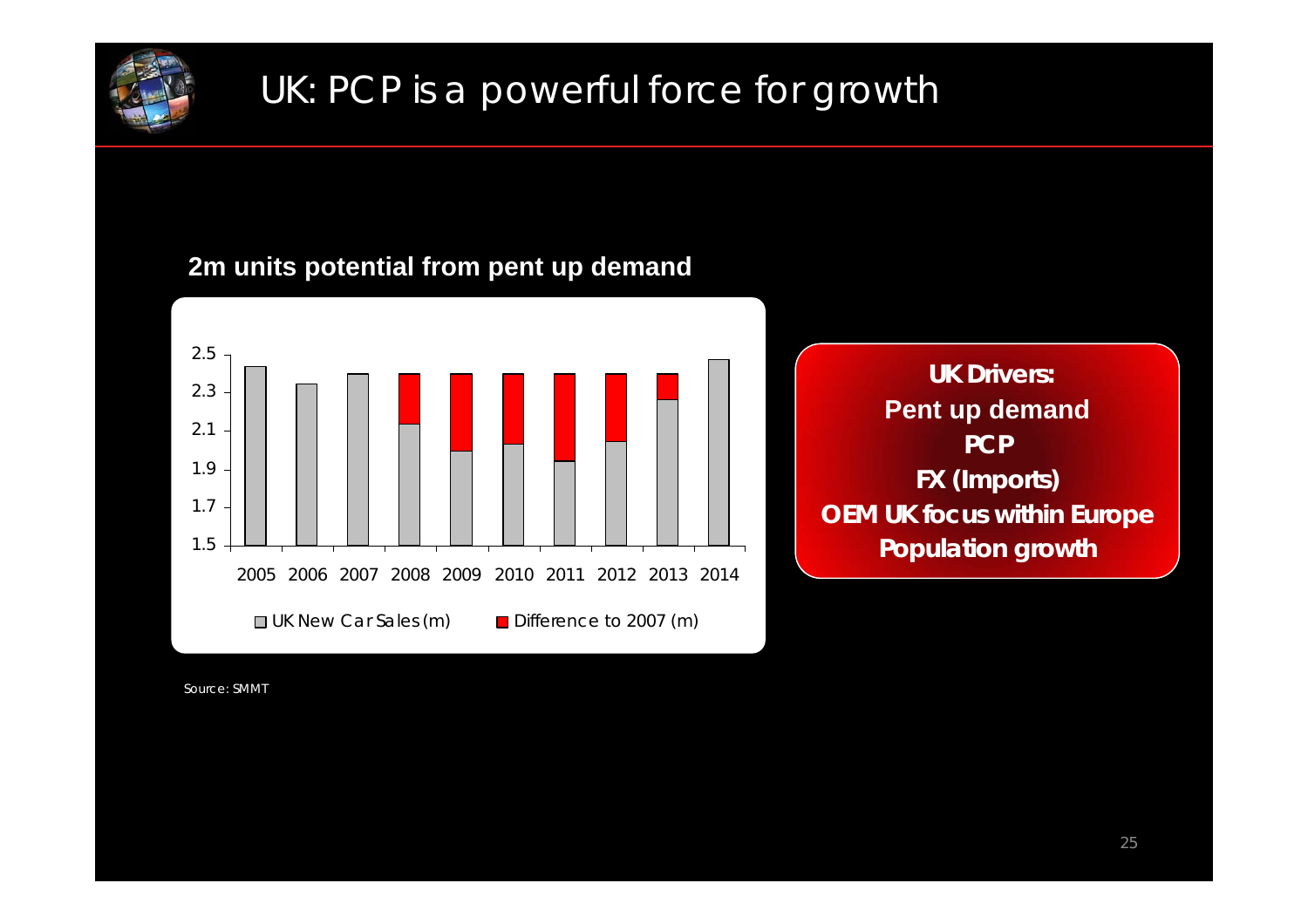# UK: PCP is a powerful force for growth

**2m units potential from pent up demand**

| Year | UK New Car Sales (m) | Difference to 2007 (m) |
|---|---|---|
| 2005 | ~2.44 | |
| 2006 | ~2.34 | |
| 2007 | ~2.40 | |
| 2008 | ~2.13 | ~0.27 |
| 2009 | ~1.99 | ~0.41 |
| 2010 | ~2.03 | ~0.37 |
| 2011 | ~1.94 | ~0.46 |
| 2012 | ~2.04 | ~0.36 |
| 2013 | ~2.26 | ~0.14 |
| 2014 | ~2.48 | |

**UK Drivers:**
**Pent up demand**
**PCP**
**FX (Imports)**
**OEM UK focus within Europe**
**Population growth**

Source: SMMT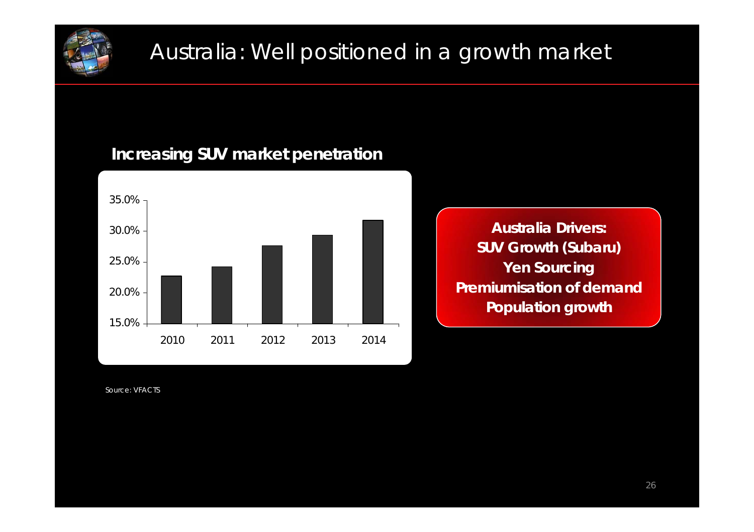# Australia: Well positioned in a growth market

**Increasing SUV market penetration**

| Year | SUV market penetration |
|---|---|
| 2010 | ~22.7% |
| 2011 | ~24.2% |
| 2012 | ~27.6% |
| 2013 | ~29.3% |
| 2014 | ~31.7% |

**Australia Drivers:**
**SUV Growth (Subaru)**
**Yen Sourcing**
**Premiumisation of demand**
**Population growth**

Source: VFACTS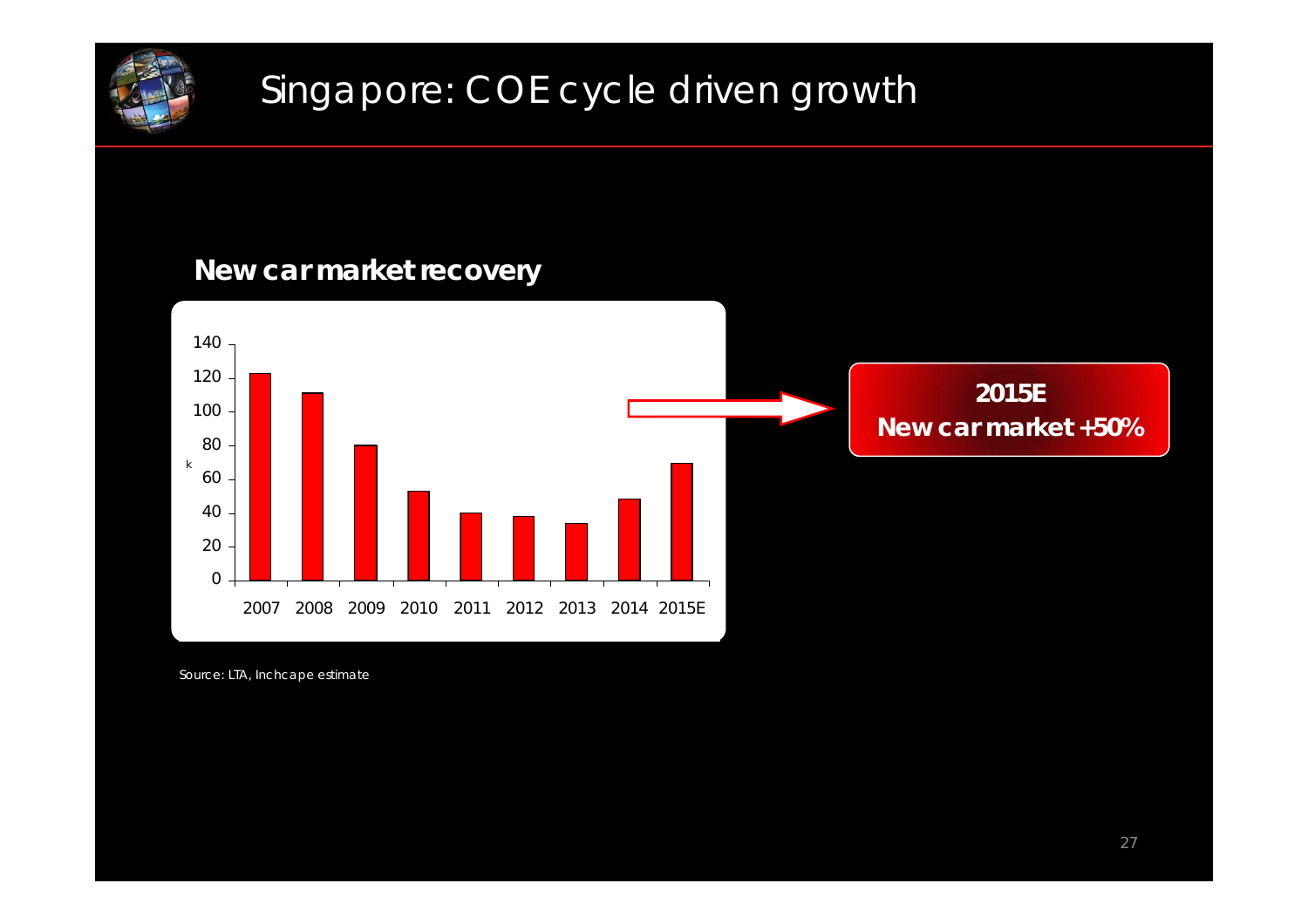# Singapore: COE cycle driven growth

**New car market recovery**

| Year | New car market (k) |
|---|---|
| 2007 | ~122 |
| 2008 | ~111 |
| 2009 | ~80 |
| 2010 | ~53 |
| 2011 | ~40 |
| 2012 | ~38 |
| 2013 | ~34 |
| 2014 | ~48 |
| 2015E | ~69 |

**2015E**
**New car market +50%**

Source: LTA, Inchcape estimate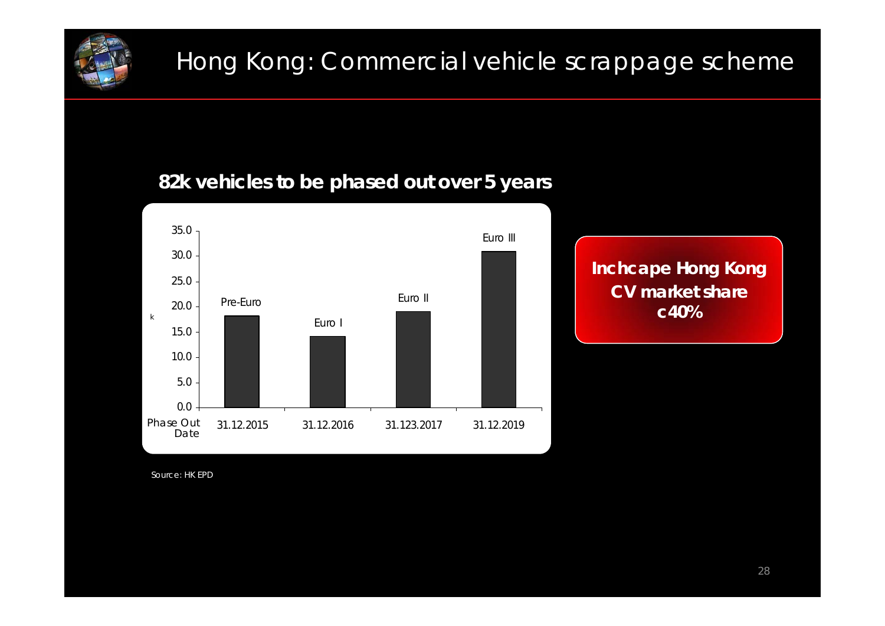# Hong Kong: Commercial vehicle scrappage scheme

**82k vehicles to be phased out over 5 years**

| Phase Out Date | Category | k |
|---|---|---|
| 31.12.2015 | Pre-Euro | ~18 |
| 31.12.2016 | Euro I | ~14 |
| 31.123.2017 | Euro II | ~19 |
| 31.12.2019 | Euro III | ~31 |

**Inchcape Hong Kong CV market share c40%**

Source: HK EPD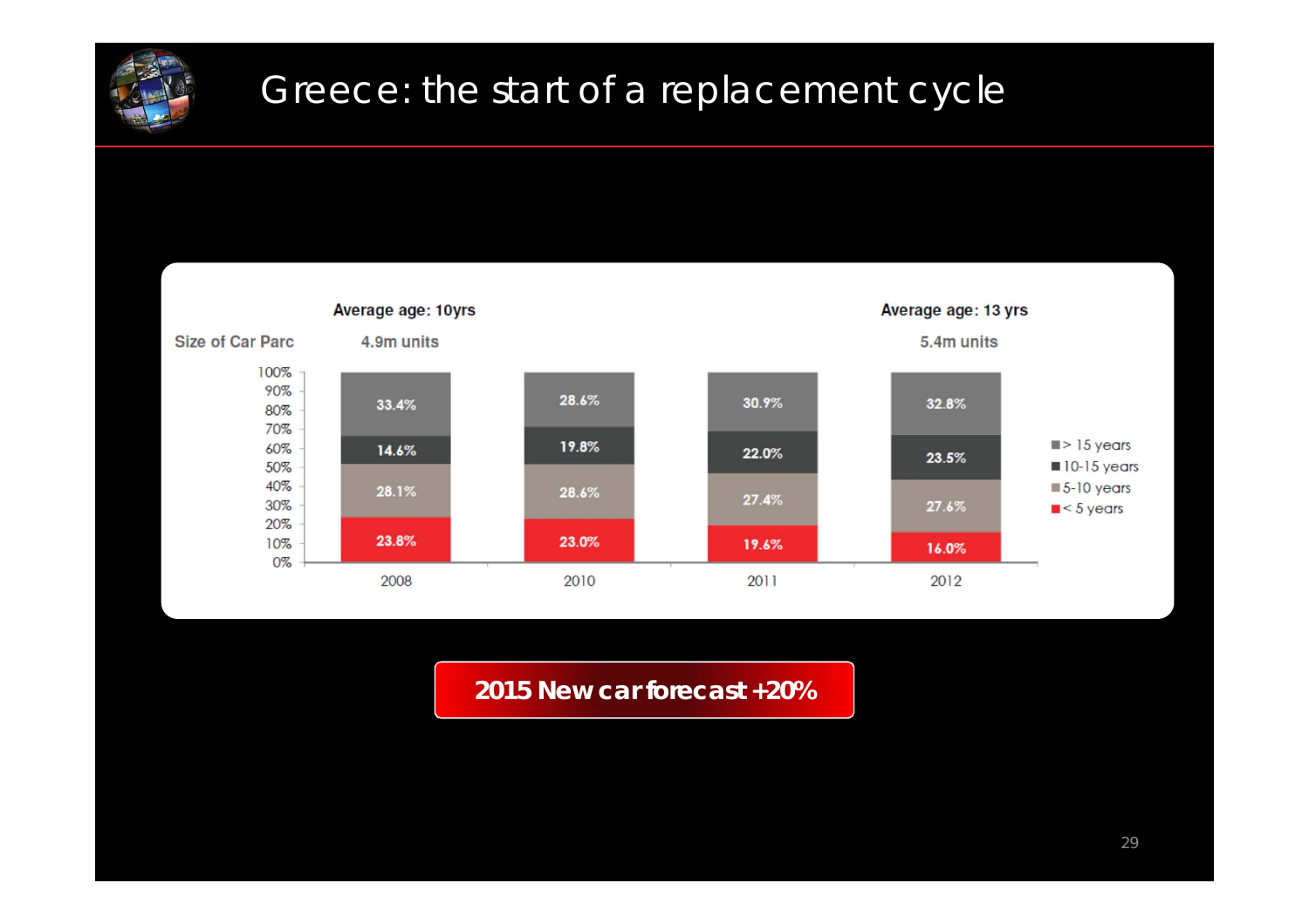# Greece: the start of a replacement cycle

| Size of Car Parc | 2008 | 2010 | 2011 | 2012 |
|---|---|---|---|---|
| | Average age: 10yrs | | | Average age: 13 yrs |
| | 4.9m units | | | 5.4m units |
| > 15 years | 33.4% | 28.6% | 30.9% | 32.8% |
| 10-15 years | 14.6% | 19.8% | 22.0% | 23.5% |
| 5-10 years | 28.1% | 28.6% | 27.4% | 27.6% |
| < 5 years | 23.8% | 23.0% | 19.6% | 16.0% |

**2015 New car forecast +20%**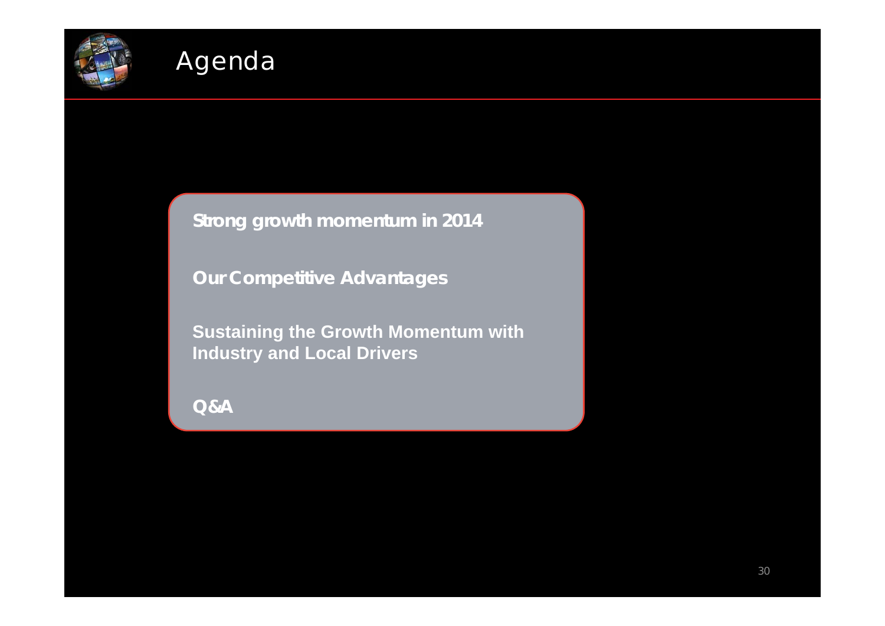# Agenda

**Strong growth momentum in 2014**

**Our Competitive Advantages**

**Sustaining the Growth Momentum with Industry and Local Drivers**

**Q&A**